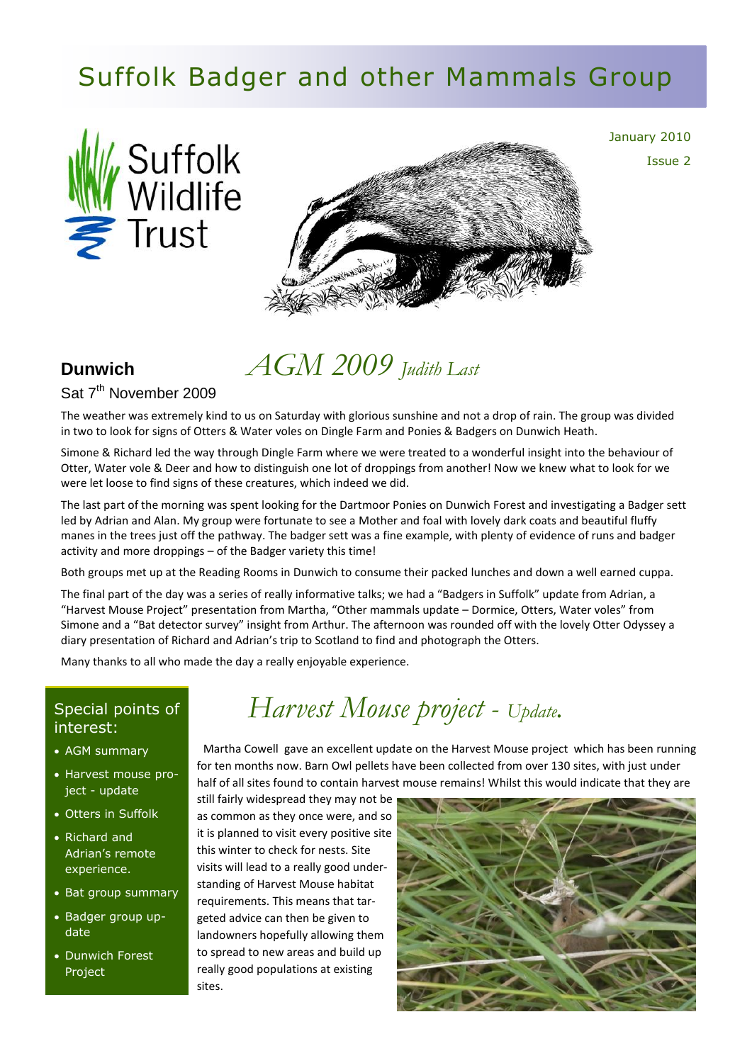# Suffolk Badger and other Mammals Group

January 2010

Issue 2

## Dunwich

Sat 7th November 2009

## *AGM 2009 Judith Last*

The weather was extremely kind to us on Saturday with glorious sunshine and not a drop of rain. The group was divided in two to look for signs of Otters & Water voles on Dingle Farm and Ponies & Badgers on Dunwich Heath.

Simone & Richard led the way through Dingle Farm where we were treated to a wonderful insight into the behaviour of Otter, Water vole & Deer and how to distinguish one lot of droppings from another! Now we knew what to look for we were let loose to find signs of these creatures, which indeed we did.

The last part of the morning was spent looking for the Dartmoor Ponies on Dunwich Forest and investigating a Badger sett led by Adrian and Alan. My group were fortunate to see a Mother and foal with lovely dark coats and beautiful fluffy manes in the trees just off the pathway. The badger sett was a fine example, with plenty of evidence of runs and badger activity and more droppings – of the Badger variety this time!

Both groups met up at the Reading Rooms in Dunwich to consume their packed lunches and down a well earned cuppa.

The final part of the day was a series of really informative talks; we had a "Badgers in Suffolk" update from Adrian, a "Harvest Mouse Project" presentation from Martha, "Other mammals update – Dormice, Otters, Water voles" from Simone and a "Bat detector survey" insight from Arthur. The afternoon was rounded off with the lovely Otter Odyssey a diary presentation of Richard and Adrian's trip to Scotland to find and photograph the Otters.

Many thanks to all who made the day a really enjoyable experience.

### Special points of interest:

- AGM summary
- Harvest mouse project - update
- Otters in Suffolk
- Richard and Adrian's remote experience.
- Bat group summary
- Badger group update
- Dunwich Forest Project

## *Harvest Mouse project - Update.*

Martha Cowell gave an excellent update on the Harvest Mouse project which has been running for ten months now. Barn Owl pellets have been collected from over 130 sites, with just under half of all sites found to contain harvest mouse remains! Whilst this would indicate that they are still fairly widespread they may not be as common as they once were, and so it is planned to visit every positive site this winter to check for nests. Site visits will lead to a really good understanding of Harvest Mouse habitat requirements. This means that targeted advice can then be given to landowners hopefully allowing them to spread to new areas and build up really good populations at existing sites.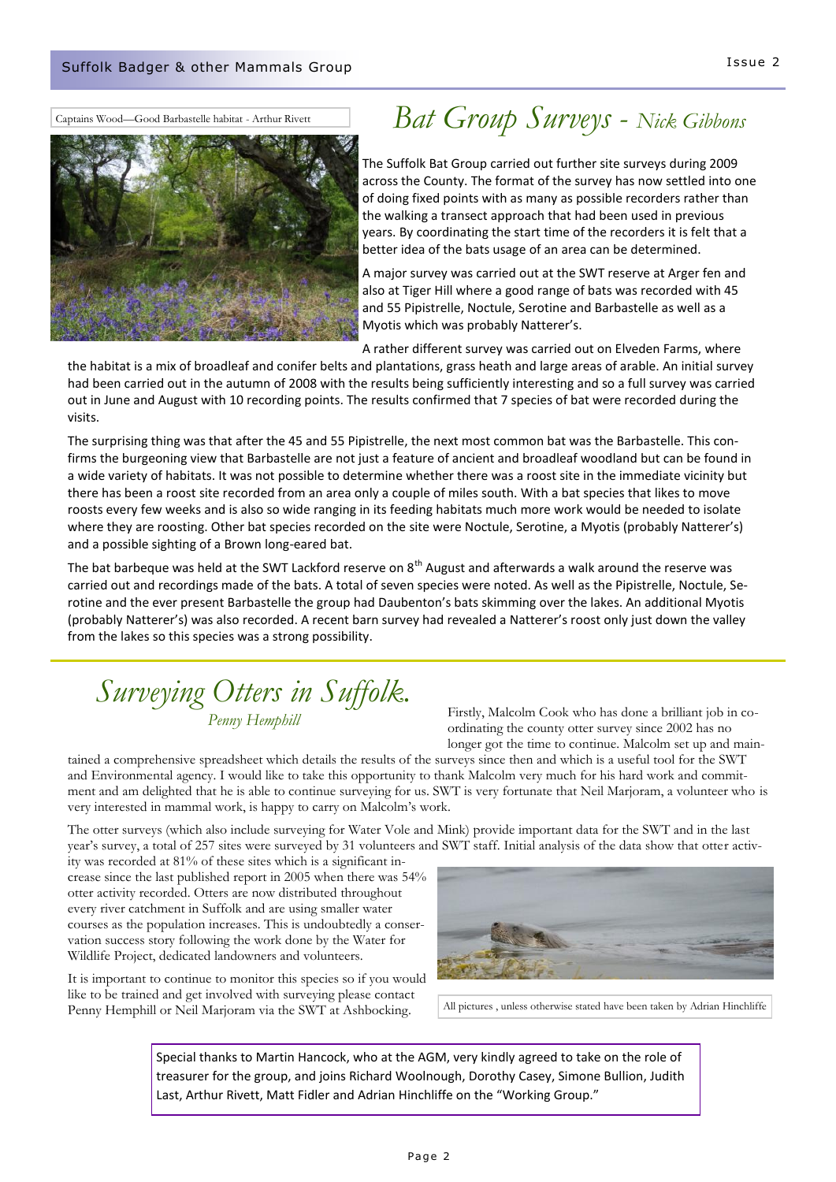Captains Wood—Good Barbastelle habitat - Arthur Rivett

# *Bat Group Surveys - Nick Gibbons*

The Suffolk Bat Group carried out further site surveys during 2009 across the County. The format of the survey has now settled into one of doing fixed points with as many as possible recorders rather than the walking a transect approach that had been used in previous years. By coordinating the start time of the recorders it is felt that a better idea of the bats usage of an area can be determined.

A major survey was carried out at the SWT reserve at Arger fen and also at Tiger Hill where a good range of bats was recorded with 45 and 55 Pipistrelle, Noctule, Serotine and Barbastelle as well as a Myotis which was probably Natterer's.

A rather different survey was carried out on Elveden Farms, where the habitat is a mix of broadleaf and conifer belts and plantations, grass heath and large areas of arable. An initial survey had been carried out in the autumn of 2008 with the results being sufficiently interesting and so a full survey was carried out in June and August with 10 recording points. The results confirmed that 7 species of bat were recorded during the visits.

The surprising thing was that after the 45 and 55 Pipistrelle, the next most common bat was the Barbastelle. This confirms the burgeoning view that Barbastelle are not just a feature of ancient and broadleaf woodland but can be found in a wide variety of habitats. It was not possible to determine whether there was a roost site in the immediate vicinity but there has been a roost site recorded from an area only a couple of miles south. With a bat species that likes to move roosts every few weeks and is also so wide ranging in its feeding habitats much more work would be needed to isolate where they are roosting. Other bat species recorded on the site were Noctule, Serotine, a Myotis (probably Natterer's) and a possible sighting of a Brown long-eared bat.

The bat barbeque was held at the SWT Lackford reserve on 8th August and afterwards a walk around the reserve was carried out and recordings made of the bats. A total of seven species were noted. As well as the Pipistrelle, Noctule, Serotine and the ever present Barbastelle the group had Daubenton's bats skimming over the lakes. An additional Myotis (probably Natterer's) was also recorded. A recent barn survey had revealed a Natterer's roost only just down the valley from the lakes so this species was a strong possibility.

# *Surveying Otters in Suffolk.*

*Penny Hemphill*

Firstly, Malcolm Cook who has done a brilliant job in co-ordinating the county otter survey since 2002 has no longer got the time to continue. Malcolm set up and maintained a comprehensive spreadsheet which details the results of the surveys since then and which is a useful tool for the SWT and Environmental agency. I would like to take this opportunity to thank Malcolm very much for his hard work and commitment and am delighted that he is able to continue surveying for us. SWT is very fortunate that Neil Marjoram, a volunteer who is very interested in mammal work, is happy to carry on Malcolm's work.

The otter surveys (which also include surveying for Water Vole and Mink) provide important data for the SWT and in the last year's survey, a total of 257 sites were surveyed by 31 volunteers and SWT staff. Initial analysis of the data show that otter activity was recorded at 81% of these sites which is a significant increase since the last published report in 2005 when there was 54% otter activity recorded. Otters are now distributed throughout every river catchment in Suffolk and are using smaller water courses as the population increases. This is undoubtedly a conservation success story following the work done by the Water for Wildlife Project, dedicated landowners and volunteers.

It is important to continue to monitor this species so if you would like to be trained and get involved with surveying please contact Penny Hemphill or Neil Marjoram via the SWT at Ashbocking.

All pictures , unless otherwise stated have been taken by Adrian Hinchliffe

Special thanks to Martin Hancock, who at the AGM, very kindly agreed to take on the role of treasurer for the group, and joins Richard Woolnough, Dorothy Casey, Simone Bullion, Judith Last, Arthur Rivett, Matt Fidler and Adrian Hinchliffe on the "Working Group."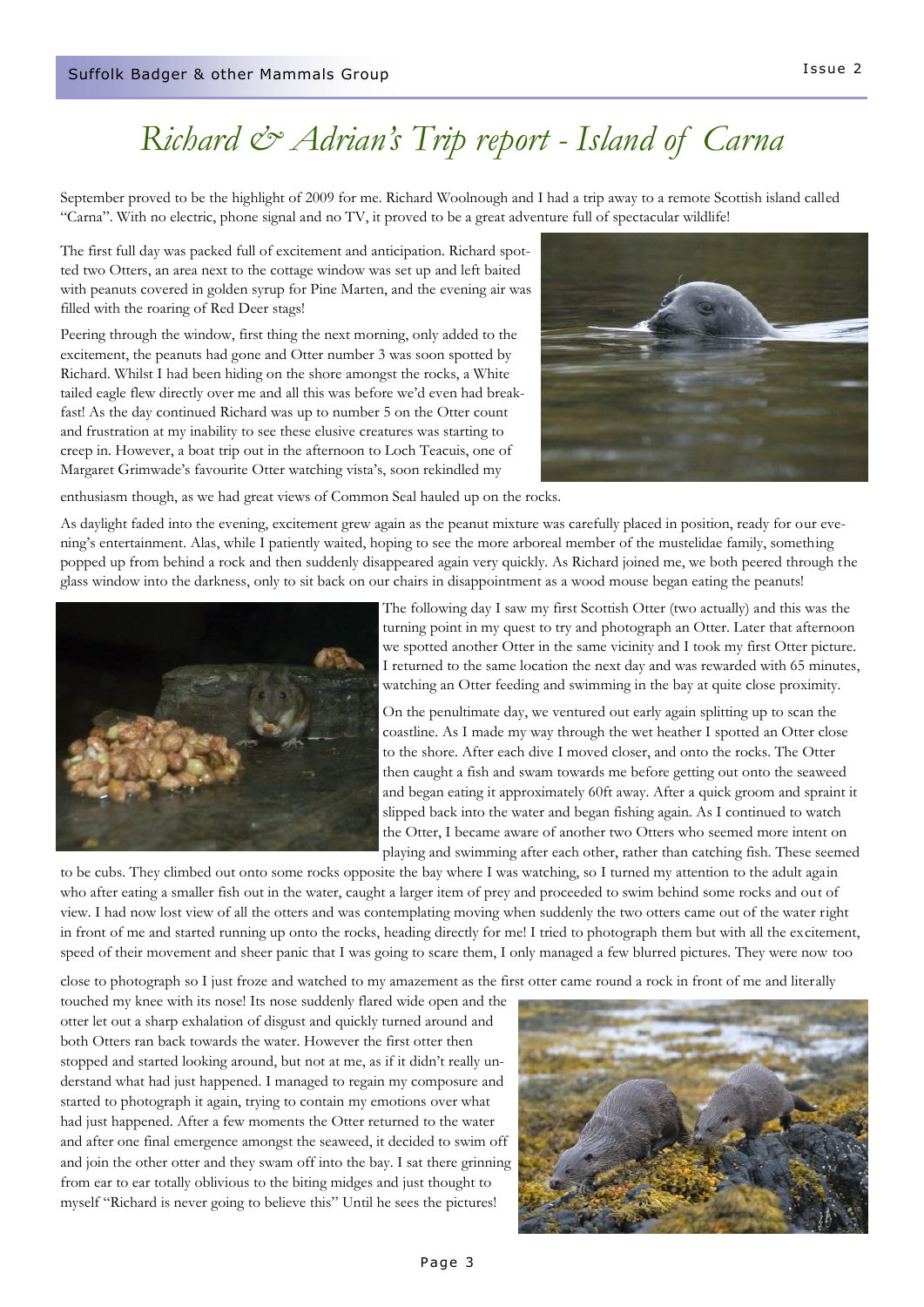# *Richard & Adrian's Trip report - Island of Carna*

September proved to be the highlight of 2009 for me. Richard Woolnough and I had a trip away to a remote Scottish island called "Carna". With no electric, phone signal and no TV, it proved to be a great adventure full of spectacular wildlife!

The first full day was packed full of excitement and anticipation. Richard spotted two Otters, an area next to the cottage window was set up and left baited with peanuts covered in golden syrup for Pine Marten, and the evening air was filled with the roaring of Red Deer stags!

Peering through the window, first thing the next morning, only added to the excitement, the peanuts had gone and Otter number 3 was soon spotted by Richard. Whilst I had been hiding on the shore amongst the rocks, a White tailed eagle flew directly over me and all this was before we'd even had breakfast! As the day continued Richard was up to number 5 on the Otter count and frustration at my inability to see these elusive creatures was starting to creep in. However, a boat trip out in the afternoon to Loch Teacuis, one of Margaret Grimwade's favourite Otter watching vista's, soon rekindled my enthusiasm though, as we had great views of Common Seal hauled up on the rocks.

As daylight faded into the evening, excitement grew again as the peanut mixture was carefully placed in position, ready for our evening's entertainment. Alas, while I patiently waited, hoping to see the more arboreal member of the mustelidae family, something popped up from behind a rock and then suddenly disappeared again very quickly. As Richard joined me, we both peered through the glass window into the darkness, only to sit back on our chairs in disappointment as a wood mouse began eating the peanuts!

The following day I saw my first Scottish Otter (two actually) and this was the turning point in my quest to try and photograph an Otter. Later that afternoon we spotted another Otter in the same vicinity and I took my first Otter picture. I returned to the same location the next day and was rewarded with 65 minutes, watching an Otter feeding and swimming in the bay at quite close proximity.

On the penultimate day, we ventured out early again splitting up to scan the coastline. As I made my way through the wet heather I spotted an Otter close to the shore. After each dive I moved closer, and onto the rocks. The Otter then caught a fish and swam towards me before getting out onto the seaweed and began eating it approximately 60ft away. After a quick groom and spraint it slipped back into the water and began fishing again. As I continued to watch the Otter, I became aware of another two Otters who seemed more intent on playing and swimming after each other, rather than catching fish. These seemed to be cubs. They climbed out onto some rocks opposite the bay where I was watching, so I turned my attention to the adult again who after eating a smaller fish out in the water, caught a larger item of prey and proceeded to swim behind some rocks and out of view. I had now lost view of all the otters and was contemplating moving when suddenly the two otters came out of the water right in front of me and started running up onto the rocks, heading directly for me! I tried to photograph them but with all the excitement, speed of their movement and sheer panic that I was going to scare them, I only managed a few blurred pictures. They were now too close to photograph so I just froze and watched to my amazement as the first otter came round a rock in front of me and literally touched my knee with its nose! Its nose suddenly flared wide open and the otter let out a sharp exhalation of disgust and quickly turned around and both Otters ran back towards the water. However the first otter then stopped and started looking around, but not at me, as if it didn't really understand what had just happened. I managed to regain my composure and started to photograph it again, trying to contain my emotions over what had just happened. After a few moments the Otter returned to the water and after one final emergence amongst the seaweed, it decided to swim off and join the other otter and they swam off into the bay. I sat there grinning from ear to ear totally oblivious to the biting midges and just thought to myself "Richard is never going to believe this" Until he sees the pictures!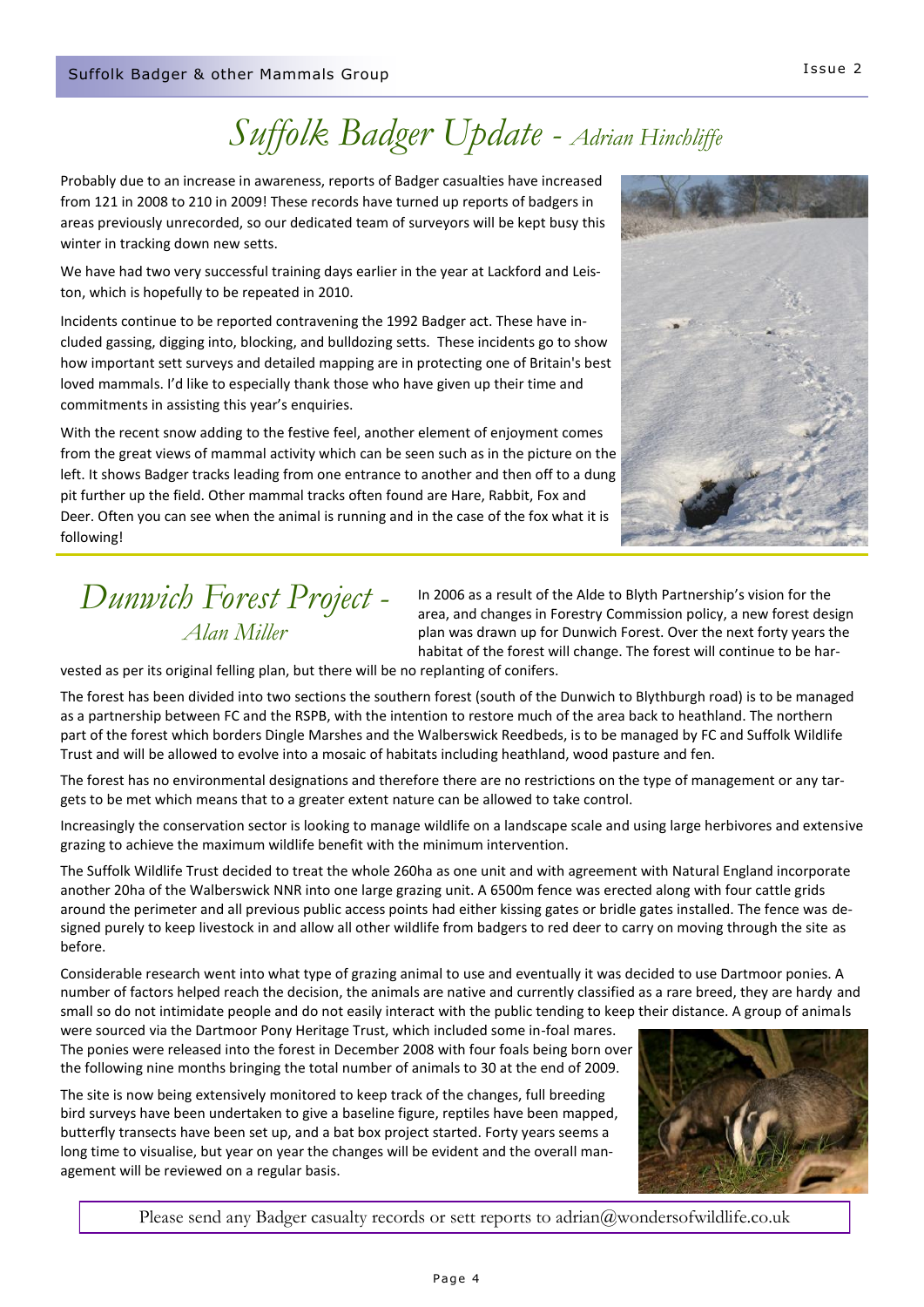# *Suffolk Badger Update - Adrian Hinchliffe*

Probably due to an increase in awareness, reports of Badger casualties have increased from 121 in 2008 to 210 in 2009! These records have turned up reports of badgers in areas previously unrecorded, so our dedicated team of surveyors will be kept busy this winter in tracking down new setts.

We have had two very successful training days earlier in the year at Lackford and Leiston, which is hopefully to be repeated in 2010.

Incidents continue to be reported contravening the 1992 Badger act. These have included gassing, digging into, blocking, and bulldozing setts. These incidents go to show how important sett surveys and detailed mapping are in protecting one of Britain's best loved mammals. I'd like to especially thank those who have given up their time and commitments in assisting this year's enquiries.

With the recent snow adding to the festive feel, another element of enjoyment comes from the great views of mammal activity which can be seen such as in the picture on the left. It shows Badger tracks leading from one entrance to another and then off to a dung pit further up the field. Other mammal tracks often found are Hare, Rabbit, Fox and Deer. Often you can see when the animal is running and in the case of the fox what it is following!

# *Dunwich Forest Project - Alan Miller*

In 2006 as a result of the Alde to Blyth Partnership's vision for the area, and changes in Forestry Commission policy, a new forest design plan was drawn up for Dunwich Forest. Over the next forty years the habitat of the forest will change. The forest will continue to be harvested as per its original felling plan, but there will be no replanting of conifers.

The forest has been divided into two sections the southern forest (south of the Dunwich to Blythburgh road) is to be managed as a partnership between FC and the RSPB, with the intention to restore much of the area back to heathland. The northern part of the forest which borders Dingle Marshes and the Walberswick Reedbeds, is to be managed by FC and Suffolk Wildlife Trust and will be allowed to evolve into a mosaic of habitats including heathland, wood pasture and fen.

The forest has no environmental designations and therefore there are no restrictions on the type of management or any targets to be met which means that to a greater extent nature can be allowed to take control.

Increasingly the conservation sector is looking to manage wildlife on a landscape scale and using large herbivores and extensive grazing to achieve the maximum wildlife benefit with the minimum intervention.

The Suffolk Wildlife Trust decided to treat the whole 260ha as one unit and with agreement with Natural England incorporate another 20ha of the Walberswick NNR into one large grazing unit. A 6500m fence was erected along with four cattle grids around the perimeter and all previous public access points had either kissing gates or bridle gates installed. The fence was designed purely to keep livestock in and allow all other wildlife from badgers to red deer to carry on moving through the site as before.

Considerable research went into what type of grazing animal to use and eventually it was decided to use Dartmoor ponies. A number of factors helped reach the decision, the animals are native and currently classified as a rare breed, they are hardy and small so do not intimidate people and do not easily interact with the public tending to keep their distance. A group of animals were sourced via the Dartmoor Pony Heritage Trust, which included some in-foal mares. The ponies were released into the forest in December 2008 with four foals being born over the following nine months bringing the total number of animals to 30 at the end of 2009.

The site is now being extensively monitored to keep track of the changes, full breeding bird surveys have been undertaken to give a baseline figure, reptiles have been mapped, butterfly transects have been set up, and a bat box project started. Forty years seems a long time to visualise, but year on year the changes will be evident and the overall management will be reviewed on a regular basis.

Please send any Badger casualty records or sett reports to adrian@wondersofwildlife.co.uk